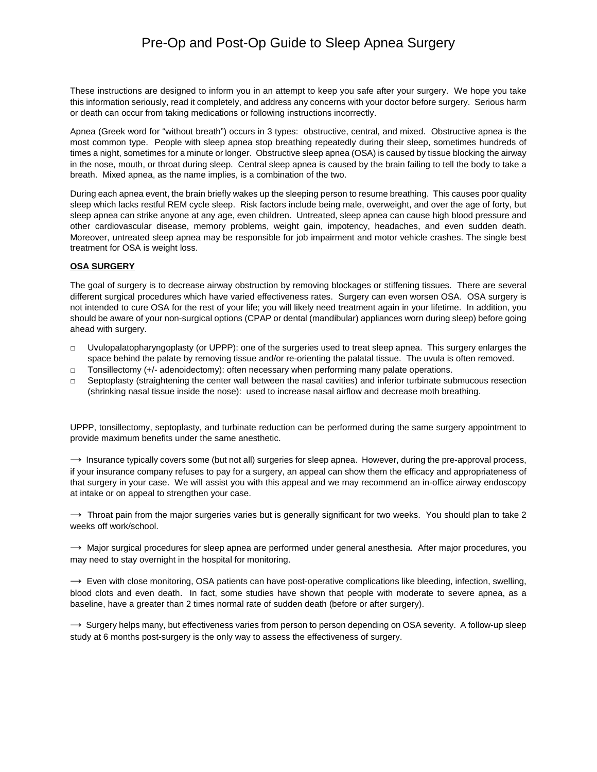# Pre-Op and Post-Op Guide to Sleep Apnea Surgery

These instructions are designed to inform you in an attempt to keep you safe after your surgery. We hope you take this information seriously, read it completely, and address any concerns with your doctor before surgery. Serious harm or death can occur from taking medications or following instructions incorrectly.

Apnea (Greek word for "without breath") occurs in 3 types: obstructive, central, and mixed. Obstructive apnea is the most common type. People with sleep apnea stop breathing repeatedly during their sleep, sometimes hundreds of times a night, sometimes for a minute or longer. Obstructive sleep apnea (OSA) is caused by tissue blocking the airway in the nose, mouth, or throat during sleep. Central sleep apnea is caused by the brain failing to tell the body to take a breath. Mixed apnea, as the name implies, is a combination of the two.

During each apnea event, the brain briefly wakes up the sleeping person to resume breathing. This causes poor quality sleep which lacks restful REM cycle sleep. Risk factors include being male, overweight, and over the age of forty, but sleep apnea can strike anyone at any age, even children. Untreated, sleep apnea can cause high blood pressure and other cardiovascular disease, memory problems, weight gain, impotency, headaches, and even sudden death. Moreover, untreated sleep apnea may be responsible for job impairment and motor vehicle crashes. The single best treatment for OSA is weight loss.

**OSA SURGERY**

The goal of surgery is to decrease airway obstruction by removing blockages or stiffening tissues. There are several different surgical procedures which have varied effectiveness rates. Surgery can even worsen OSA. OSA surgery is not intended to cure OSA for the rest of your life; you will likely need treatment again in your lifetime. In addition, you should be aware of your non-surgical options (CPAP or dental (mandibular) appliances worn during sleep) before going ahead with surgery.

- Uvulopalatopharyngoplasty (or UPPP): one of the surgeries used to treat sleep apnea. This surgery enlarges the space behind the palate by removing tissue and/or re-orienting the palatal tissue. The uvula is often removed.
- Tonsillectomy (+/- adenoidectomy): often necessary when performing many palate operations.
- Septoplasty (straightening the center wall between the nasal cavities) and inferior turbinate submucous resection (shrinking nasal tissue inside the nose): used to increase nasal airflow and decrease moth breathing.

UPPP, tonsillectomy, septoplasty, and turbinate reduction can be performed during the same surgery appointment to provide maximum benefits under the same anesthetic.

→ Insurance typically covers some (but not all) surgeries for sleep apnea. However, during the pre-approval process, if your insurance company refuses to pay for a surgery, an appeal can show them the efficacy and appropriateness of that surgery in your case. We will assist you with this appeal and we may recommend an in-office airway endoscopy at intake or on appeal to strengthen your case.

→ Throat pain from the major surgeries varies but is generally significant for two weeks. You should plan to take 2 weeks off work/school.

→ Major surgical procedures for sleep apnea are performed under general anesthesia. After major procedures, you may need to stay overnight in the hospital for monitoring.

→ Even with close monitoring, OSA patients can have post-operative complications like bleeding, infection, swelling, blood clots and even death. In fact, some studies have shown that people with moderate to severe apnea, as a baseline, have a greater than 2 times normal rate of sudden death (before or after surgery).

→ Surgery helps many, but effectiveness varies from person to person depending on OSA severity. A follow-up sleep study at 6 months post-surgery is the only way to assess the effectiveness of surgery.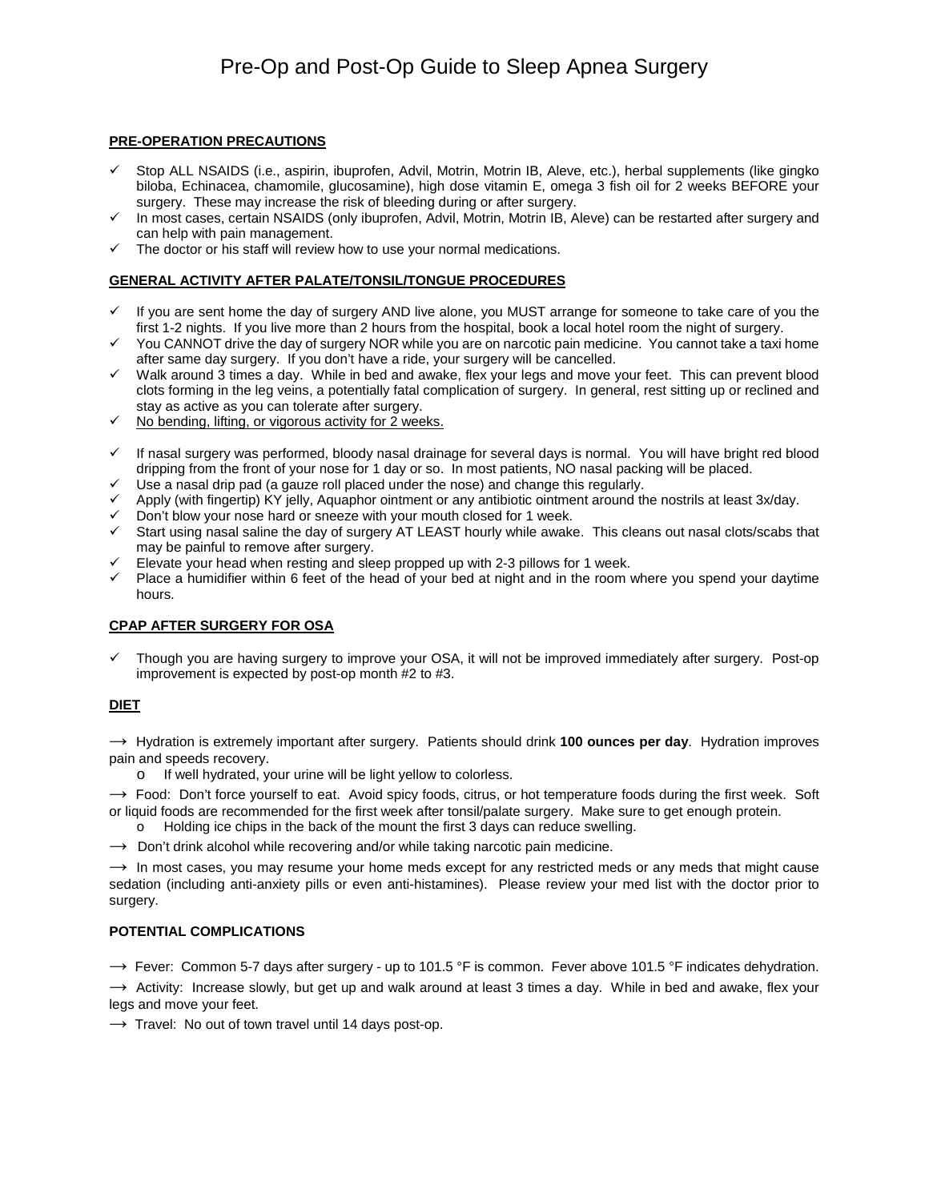# Pre-Op and Post-Op Guide to Sleep Apnea Surgery

## PRE-OPERATION PRECAUTIONS

- ✓ Stop ALL NSAIDS (i.e., aspirin, ibuprofen, Advil, Motrin, Motrin IB, Aleve, etc.), herbal supplements (like gingko biloba, Echinacea, chamomile, glucosamine), high dose vitamin E, omega 3 fish oil for 2 weeks BEFORE your surgery. These may increase the risk of bleeding during or after surgery.
- ✓ In most cases, certain NSAIDS (only ibuprofen, Advil, Motrin, Motrin IB, Aleve) can be restarted after surgery and can help with pain management.
- ✓ The doctor or his staff will review how to use your normal medications.

## GENERAL ACTIVITY AFTER PALATE/TONSIL/TONGUE PROCEDURES

- ✓ If you are sent home the day of surgery AND live alone, you MUST arrange for someone to take care of you the first 1-2 nights. If you live more than 2 hours from the hospital, book a local hotel room the night of surgery.
- ✓ You CANNOT drive the day of surgery NOR while you are on narcotic pain medicine. You cannot take a taxi home after same day surgery. If you don't have a ride, your surgery will be cancelled.
- ✓ Walk around 3 times a day. While in bed and awake, flex your legs and move your feet. This can prevent blood clots forming in the leg veins, a potentially fatal complication of surgery. In general, rest sitting up or reclined and stay as active as you can tolerate after surgery.
- ✓ No bending, lifting, or vigorous activity for 2 weeks.

- ✓ If nasal surgery was performed, bloody nasal drainage for several days is normal. You will have bright red blood dripping from the front of your nose for 1 day or so. In most patients, NO nasal packing will be placed.
- ✓ Use a nasal drip pad (a gauze roll placed under the nose) and change this regularly.
- ✓ Apply (with fingertip) KY jelly, Aquaphor ointment or any antibiotic ointment around the nostrils at least 3x/day.
- ✓ Don't blow your nose hard or sneeze with your mouth closed for 1 week.
- ✓ Start using nasal saline the day of surgery AT LEAST hourly while awake. This cleans out nasal clots/scabs that may be painful to remove after surgery.
- ✓ Elevate your head when resting and sleep propped up with 2-3 pillows for 1 week.
- ✓ Place a humidifier within 6 feet of the head of your bed at night and in the room where you spend your daytime hours.

## CPAP AFTER SURGERY FOR OSA

- ✓ Though you are having surgery to improve your OSA, it will not be improved immediately after surgery. Post-op improvement is expected by post-op month #2 to #3.

## DIET

→ Hydration is extremely important after surgery. Patients should drink **100 ounces per day**. Hydration improves pain and speeds recovery.

- o If well hydrated, your urine will be light yellow to colorless.

→ Food: Don't force yourself to eat. Avoid spicy foods, citrus, or hot temperature foods during the first week. Soft or liquid foods are recommended for the first week after tonsil/palate surgery. Make sure to get enough protein.

- o Holding ice chips in the back of the mount the first 3 days can reduce swelling.

→ Don't drink alcohol while recovering and/or while taking narcotic pain medicine.

→ In most cases, you may resume your home meds except for any restricted meds or any meds that might cause sedation (including anti-anxiety pills or even anti-histamines). Please review your med list with the doctor prior to surgery.

## POTENTIAL COMPLICATIONS

→ Fever: Common 5-7 days after surgery - up to 101.5 °F is common. Fever above 101.5 °F indicates dehydration.

→ Activity: Increase slowly, but get up and walk around at least 3 times a day. While in bed and awake, flex your legs and move your feet.

→ Travel: No out of town travel until 14 days post-op.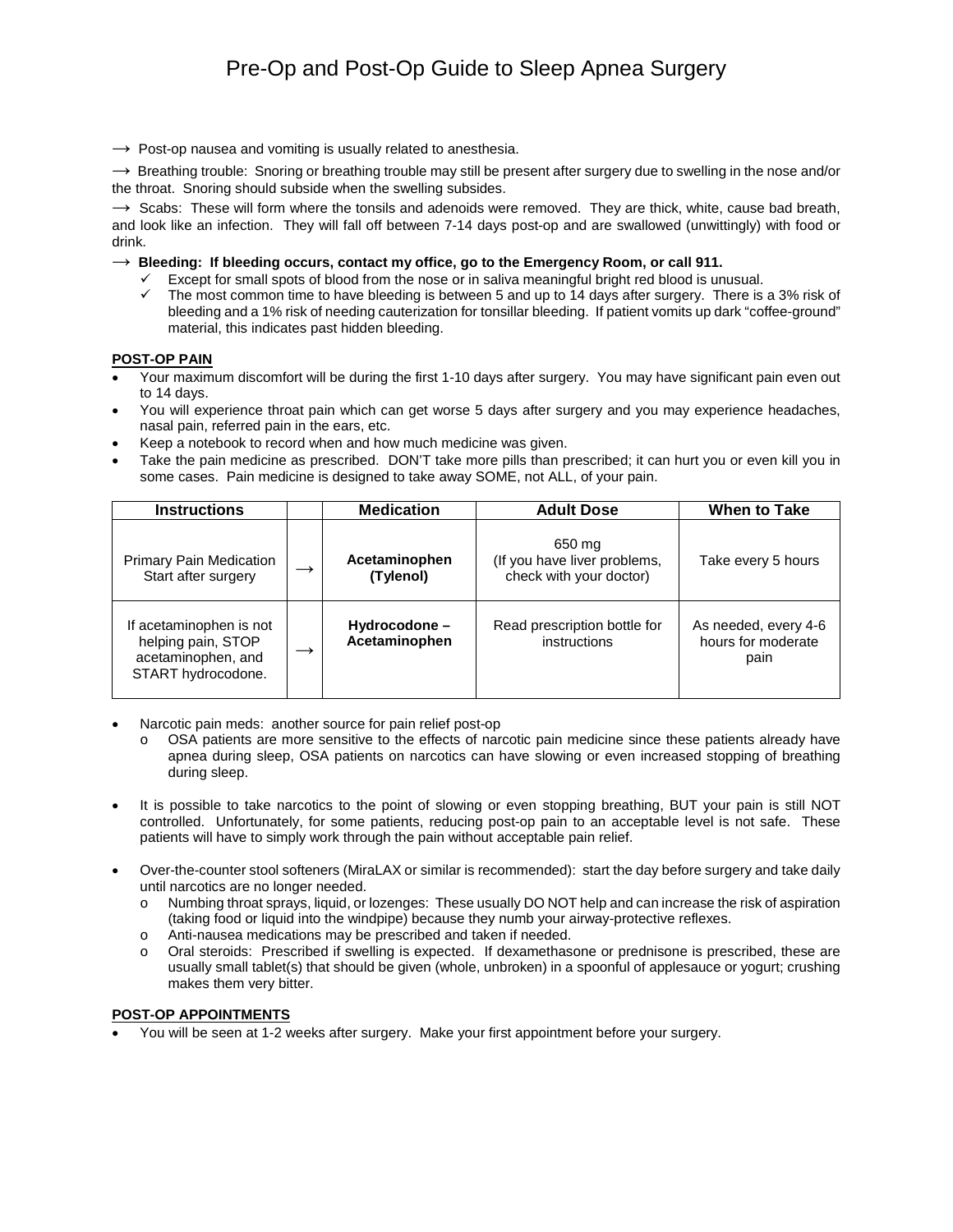# Pre-Op and Post-Op Guide to Sleep Apnea Surgery

→ Post-op nausea and vomiting is usually related to anesthesia.

→ Breathing trouble: Snoring or breathing trouble may still be present after surgery due to swelling in the nose and/or the throat. Snoring should subside when the swelling subsides.

→ Scabs: These will form where the tonsils and adenoids were removed. They are thick, white, cause bad breath, and look like an infection. They will fall off between 7-14 days post-op and are swallowed (unwittingly) with food or drink.

→ **Bleeding: If bleeding occurs, contact my office, go to the Emergency Room, or call 911.**

- ✓ Except for small spots of blood from the nose or in saliva meaningful bright red blood is unusual.
- ✓ The most common time to have bleeding is between 5 and up to 14 days after surgery. There is a 3% risk of bleeding and a 1% risk of needing cauterization for tonsillar bleeding. If patient vomits up dark "coffee-ground" material, this indicates past hidden bleeding.

**POST-OP PAIN**

- Your maximum discomfort will be during the first 1-10 days after surgery. You may have significant pain even out to 14 days.
- You will experience throat pain which can get worse 5 days after surgery and you may experience headaches, nasal pain, referred pain in the ears, etc.
- Keep a notebook to record when and how much medicine was given.
- Take the pain medicine as prescribed. DON'T take more pills than prescribed; it can hurt you or even kill you in some cases. Pain medicine is designed to take away SOME, not ALL, of your pain.

| Instructions | | Medication | Adult Dose | When to Take |
|---|---|---|---|---|
| Primary Pain Medication Start after surgery | → | **Acetaminophen (Tylenol)** | 650 mg (If you have liver problems, check with your doctor) | Take every 5 hours |
| If acetaminophen is not helping pain, STOP acetaminophen, and START hydrocodone. | → | **Hydrocodone – Acetaminophen** | Read prescription bottle for instructions | As needed, every 4-6 hours for moderate pain |

- Narcotic pain meds: another source for pain relief post-op
  - OSA patients are more sensitive to the effects of narcotic pain medicine since these patients already have apnea during sleep, OSA patients on narcotics can have slowing or even increased stopping of breathing during sleep.
- It is possible to take narcotics to the point of slowing or even stopping breathing, BUT your pain is still NOT controlled. Unfortunately, for some patients, reducing post-op pain to an acceptable level is not safe. These patients will have to simply work through the pain without acceptable pain relief.
- Over-the-counter stool softeners (MiraLAX or similar is recommended): start the day before surgery and take daily until narcotics are no longer needed.
  - Numbing throat sprays, liquid, or lozenges: These usually DO NOT help and can increase the risk of aspiration (taking food or liquid into the windpipe) because they numb your airway-protective reflexes.
  - Anti-nausea medications may be prescribed and taken if needed.
  - Oral steroids: Prescribed if swelling is expected. If dexamethasone or prednisone is prescribed, these are usually small tablet(s) that should be given (whole, unbroken) in a spoonful of applesauce or yogurt; crushing makes them very bitter.

**POST-OP APPOINTMENTS**

- You will be seen at 1-2 weeks after surgery. Make your first appointment before your surgery.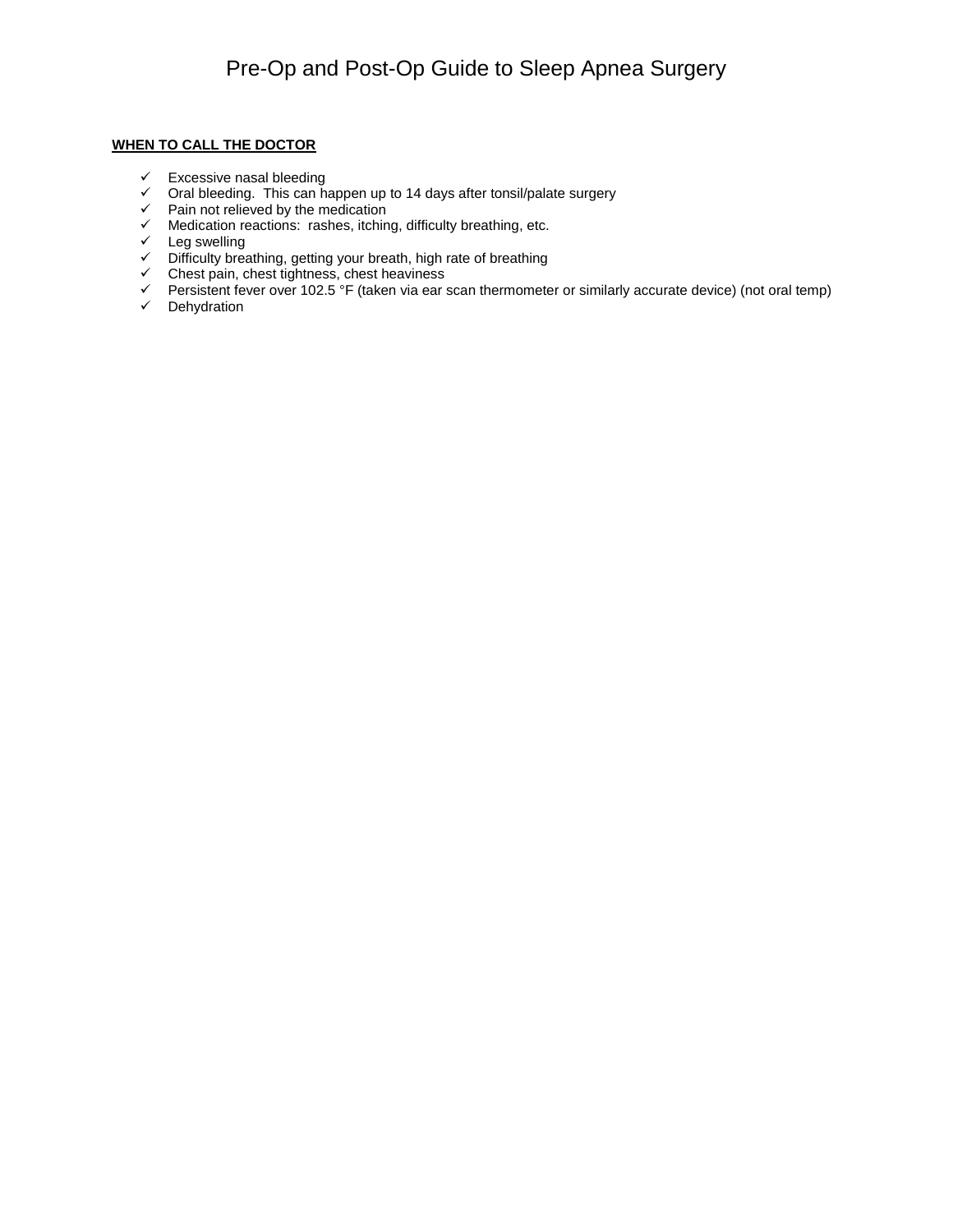**WHEN TO CALL THE DOCTOR**

- ✓ Excessive nasal bleeding
- ✓ Oral bleeding. This can happen up to 14 days after tonsil/palate surgery
- ✓ Pain not relieved by the medication
- ✓ Medication reactions: rashes, itching, difficulty breathing, etc.
- ✓ Leg swelling
- ✓ Difficulty breathing, getting your breath, high rate of breathing
- ✓ Chest pain, chest tightness, chest heaviness
- ✓ Persistent fever over 102.5 °F (taken via ear scan thermometer or similarly accurate device) (not oral temp)
- ✓ Dehydration